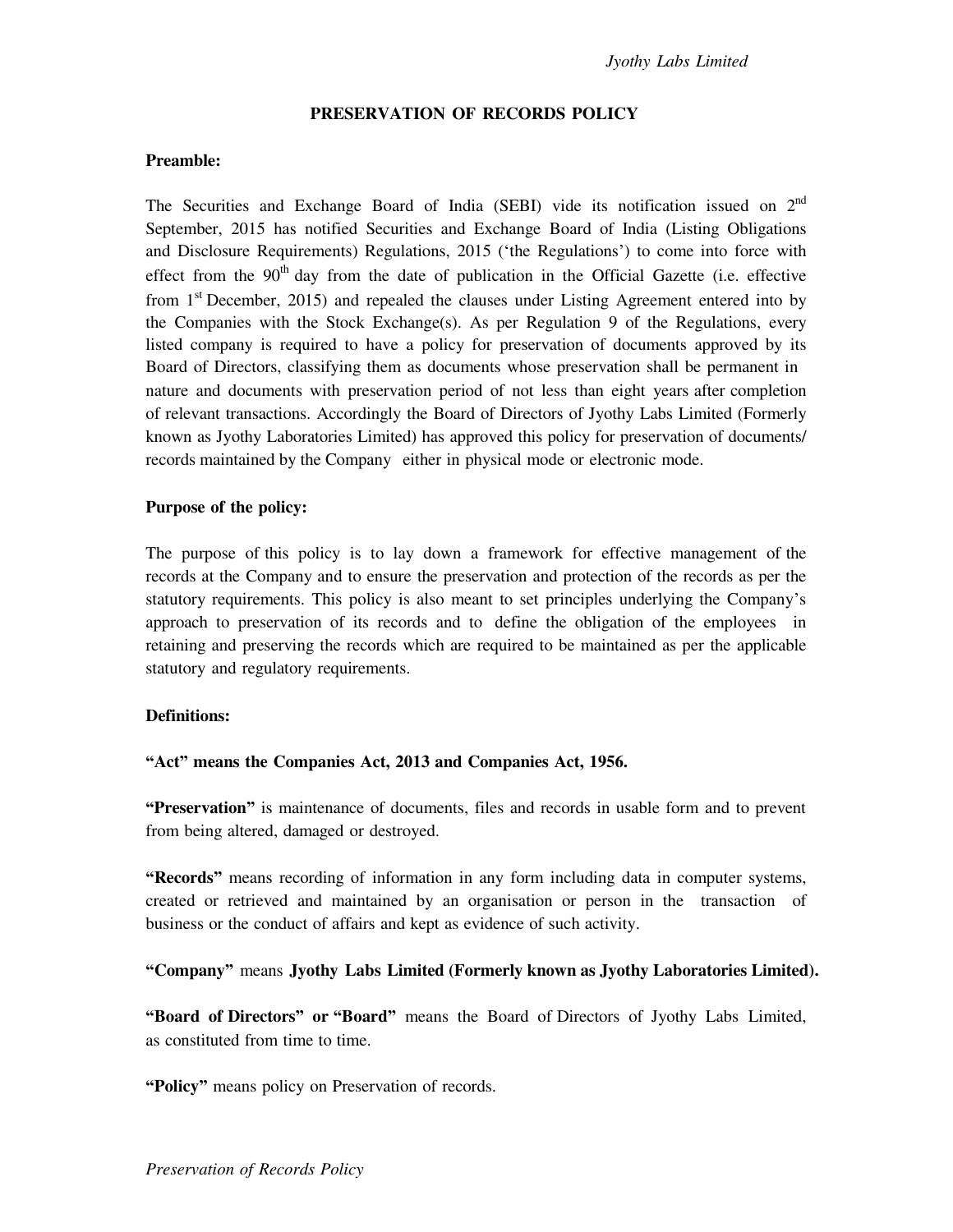# PRESERVATION OF RECORDS POLICY

## Preamble:

The Securities and Exchange Board of India (SEBI) vide its notification issued on 2nd September, 2015 has notified Securities and Exchange Board of India (Listing Obligations and Disclosure Requirements) Regulations, 2015 ('the Regulations') to come into force with effect from the 90th day from the date of publication in the Official Gazette (i.e. effective from 1st December, 2015) and repealed the clauses under Listing Agreement entered into by the Companies with the Stock Exchange(s). As per Regulation 9 of the Regulations, every listed company is required to have a policy for preservation of documents approved by its Board of Directors, classifying them as documents whose preservation shall be permanent in nature and documents with preservation period of not less than eight years after completion of relevant transactions. Accordingly the Board of Directors of Jyothy Labs Limited (Formerly known as Jyothy Laboratories Limited) has approved this policy for preservation of documents/ records maintained by the Company either in physical mode or electronic mode.

## Purpose of the policy:

The purpose of this policy is to lay down a framework for effective management of the records at the Company and to ensure the preservation and protection of the records as per the statutory requirements. This policy is also meant to set principles underlying the Company's approach to preservation of its records and to define the obligation of the employees in retaining and preserving the records which are required to be maintained as per the applicable statutory and regulatory requirements.

## Definitions:

**"Act" means the Companies Act, 2013 and Companies Act, 1956.**

**"Preservation"** is maintenance of documents, files and records in usable form and to prevent from being altered, damaged or destroyed.

**"Records"** means recording of information in any form including data in computer systems, created or retrieved and maintained by an organisation or person in the transaction of business or the conduct of affairs and kept as evidence of such activity.

**"Company"** means **Jyothy Labs Limited (Formerly known as Jyothy Laboratories Limited)**.

**"Board of Directors" or "Board"** means the Board of Directors of Jyothy Labs Limited, as constituted from time to time.

**"Policy"** means policy on Preservation of records.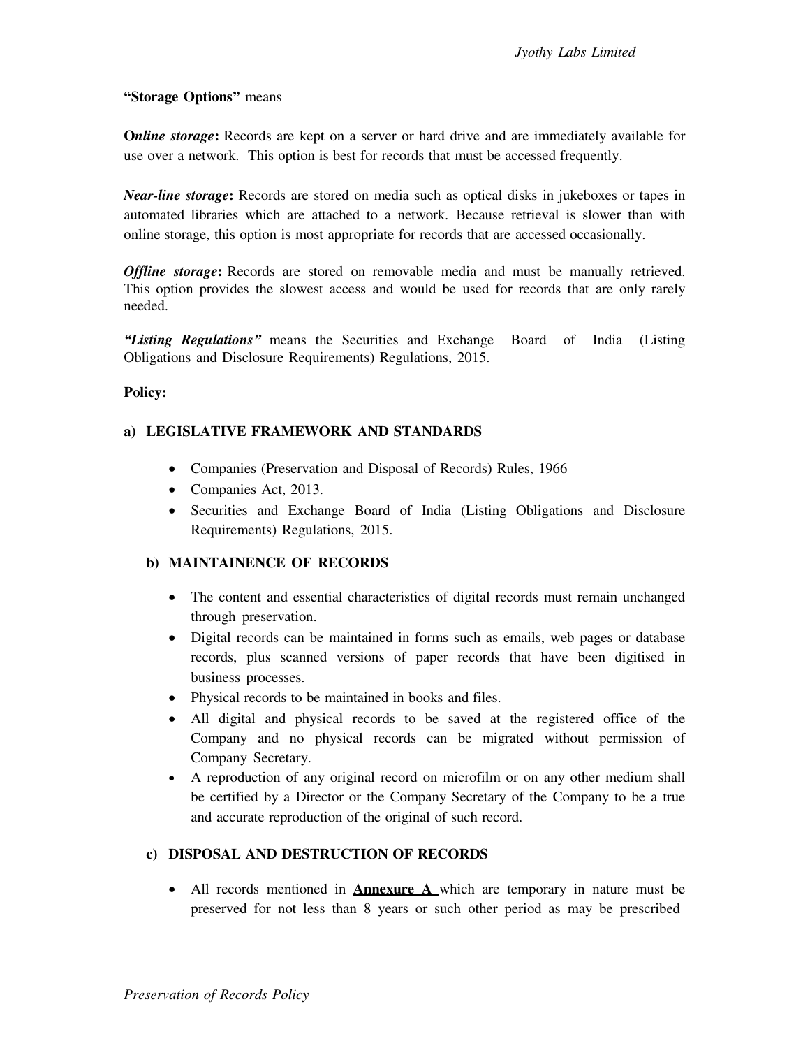**"Storage Options"** means

**O*nline storage*:** Records are kept on a server or hard drive and are immediately available for use over a network. This option is best for records that must be accessed frequently.

***Near-line storage*:** Records are stored on media such as optical disks in jukeboxes or tapes in automated libraries which are attached to a network. Because retrieval is slower than with online storage, this option is most appropriate for records that are accessed occasionally.

***Offline storage*:** Records are stored on removable media and must be manually retrieved. This option provides the slowest access and would be used for records that are only rarely needed.

***"Listing Regulations"*** means the Securities and Exchange Board of India (Listing Obligations and Disclosure Requirements) Regulations, 2015.

**Policy:**

**a) LEGISLATIVE FRAMEWORK AND STANDARDS**

- Companies (Preservation and Disposal of Records) Rules, 1966
- Companies Act, 2013.
- Securities and Exchange Board of India (Listing Obligations and Disclosure Requirements) Regulations, 2015.

**b) MAINTAINENCE OF RECORDS**

- The content and essential characteristics of digital records must remain unchanged through preservation.
- Digital records can be maintained in forms such as emails, web pages or database records, plus scanned versions of paper records that have been digitised in business processes.
- Physical records to be maintained in books and files.
- All digital and physical records to be saved at the registered office of the Company and no physical records can be migrated without permission of Company Secretary.
- A reproduction of any original record on microfilm or on any other medium shall be certified by a Director or the Company Secretary of the Company to be a true and accurate reproduction of the original of such record.

**c) DISPOSAL AND DESTRUCTION OF RECORDS**

- All records mentioned in **Annexure A** which are temporary in nature must be preserved for not less than 8 years or such other period as may be prescribed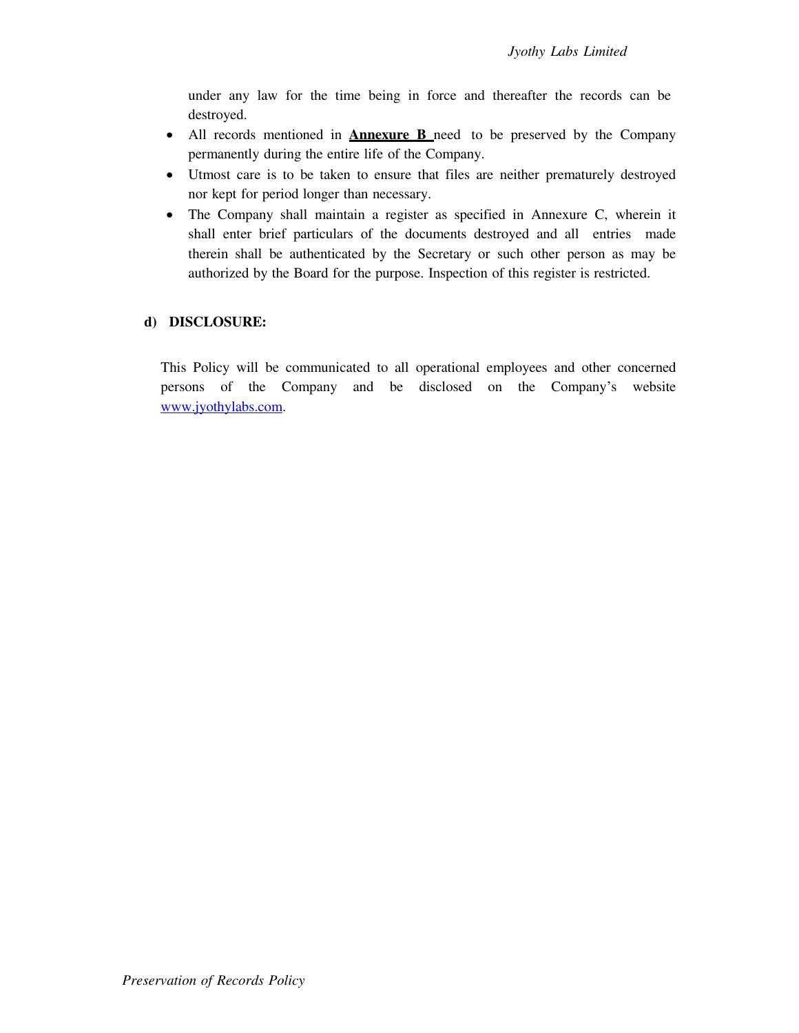under any law for the time being in force and thereafter the records can be destroyed.

- All records mentioned in **Annexure B** need to be preserved by the Company permanently during the entire life of the Company.
- Utmost care is to be taken to ensure that files are neither prematurely destroyed nor kept for period longer than necessary.
- The Company shall maintain a register as specified in Annexure C, wherein it shall enter brief particulars of the documents destroyed and all entries made therein shall be authenticated by the Secretary or such other person as may be authorized by the Board for the purpose. Inspection of this register is restricted.

**d) DISCLOSURE:**

This Policy will be communicated to all operational employees and other concerned persons of the Company and be disclosed on the Company's website [www.jyothylabs.com](http://www.jyothylabs.com).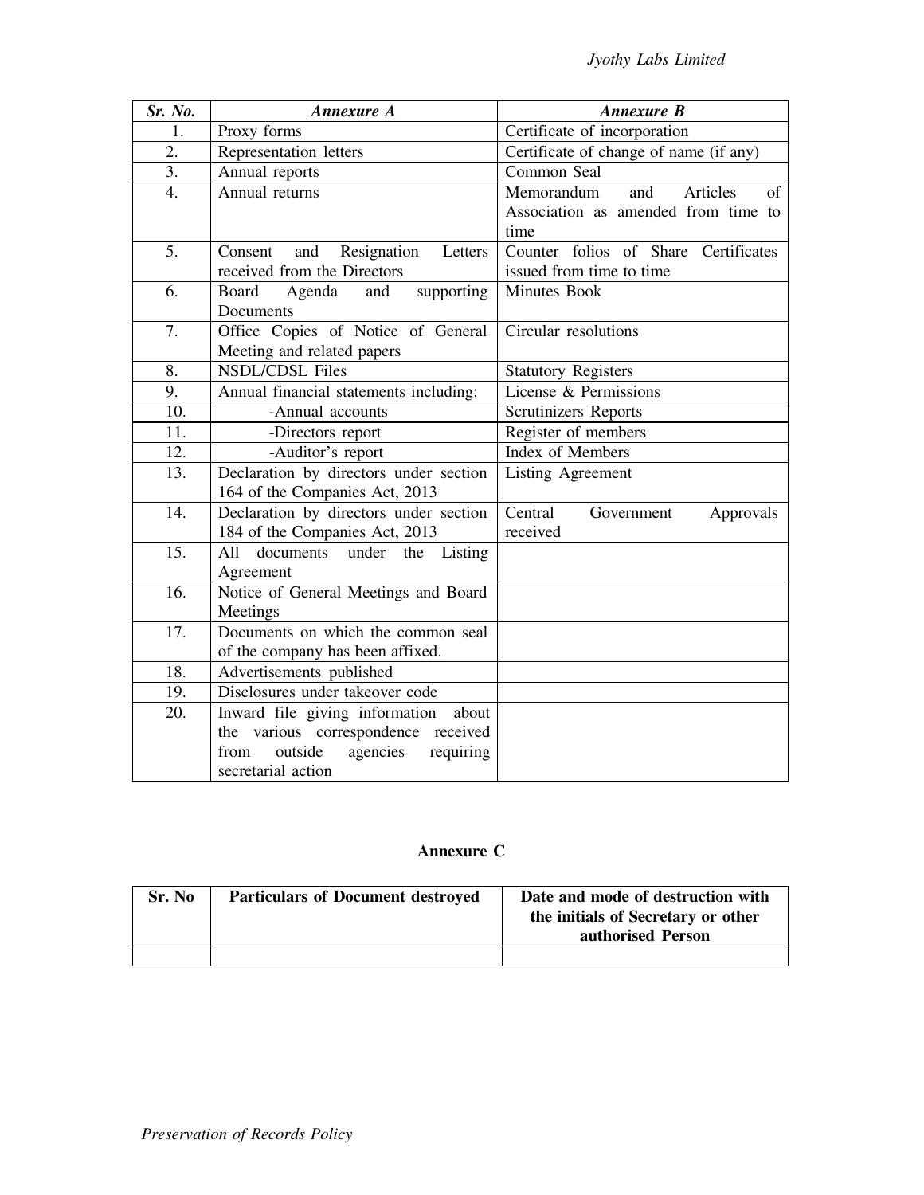| ***Sr. No.*** | ***Annexure A*** | ***Annexure B*** |
|---|---|---|
| 1. | Proxy forms | Certificate of incorporation |
| 2. | Representation letters | Certificate of change of name (if any) |
| 3. | Annual reports | Common Seal |
| 4. | Annual returns | Memorandum and Articles of Association as amended from time to time |
| 5. | Consent and Resignation Letters received from the Directors | Counter folios of Share Certificates issued from time to time |
| 6. | Board Agenda and supporting Documents | Minutes Book |
| 7. | Office Copies of Notice of General Meeting and related papers | Circular resolutions |
| 8. | NSDL/CDSL Files | Statutory Registers |
| 9. | Annual financial statements including: | License & Permissions |
| 10. | -Annual accounts | Scrutinizers Reports |
| 11. | -Directors report | Register of members |
| 12. | -Auditor's report | Index of Members |
| 13. | Declaration by directors under section 164 of the Companies Act, 2013 | Listing Agreement |
| 14. | Declaration by directors under section 184 of the Companies Act, 2013 | Central Government Approvals received |
| 15. | All documents under the Listing Agreement | |
| 16. | Notice of General Meetings and Board Meetings | |
| 17. | Documents on which the common seal of the company has been affixed. | |
| 18. | Advertisements published | |
| 19. | Disclosures under takeover code | |
| 20. | Inward file giving information about the various correspondence received from outside agencies requiring secretarial action | |

## Annexure C

| **Sr. No** | **Particulars of Document destroyed** | **Date and mode of destruction with the initials of Secretary or other authorised Person** |
|---|---|---|
| | | |